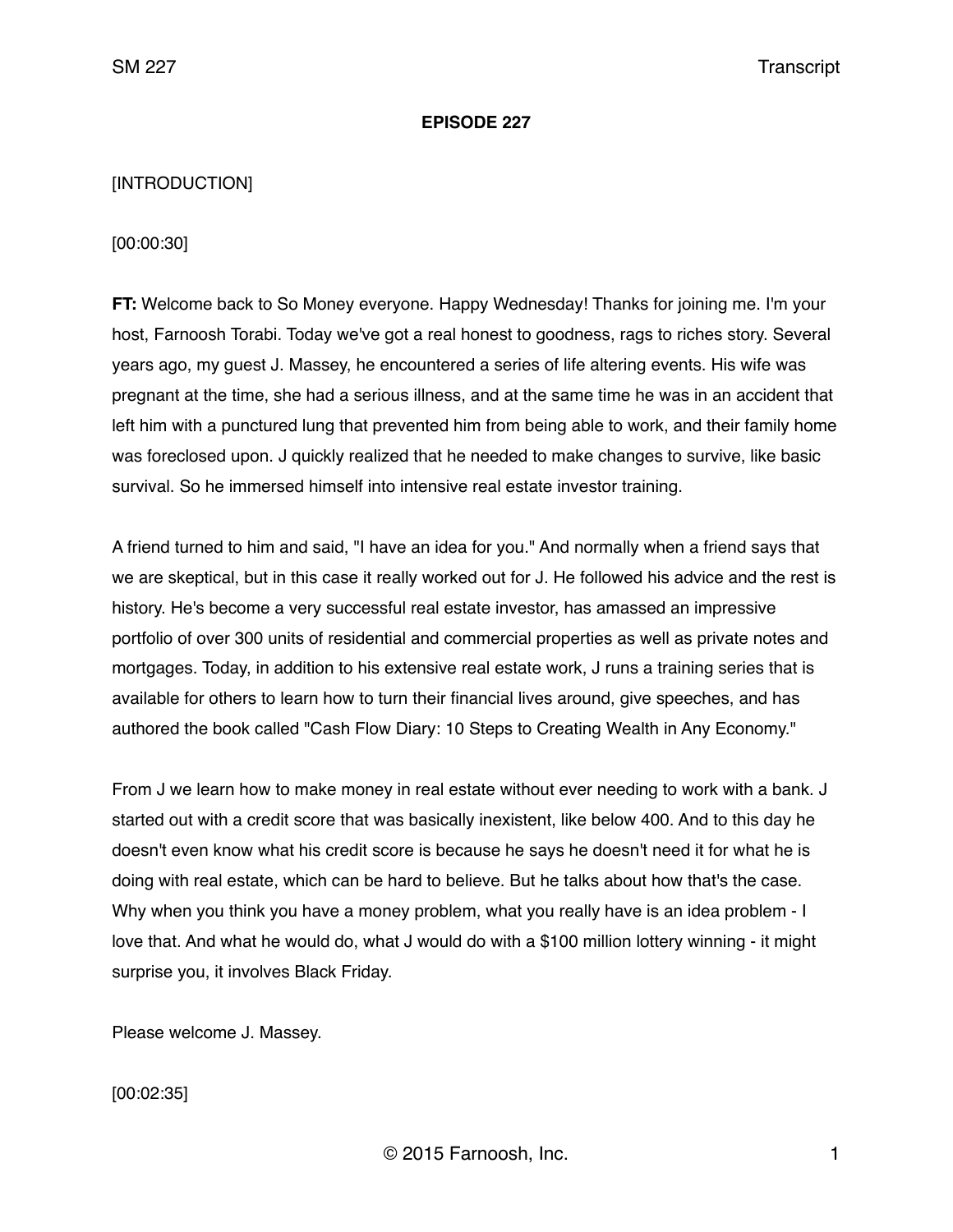**EPISODE 227**

[INTRODUCTION]

[00:00:30]

**FT:** Welcome back to So Money everyone. Happy Wednesday! Thanks for joining me. I'm your host, Farnoosh Torabi. Today we've got a real honest to goodness, rags to riches story. Several years ago, my guest J. Massey, he encountered a series of life altering events. His wife was pregnant at the time, she had a serious illness, and at the same time he was in an accident that left him with a punctured lung that prevented him from being able to work, and their family home was foreclosed upon. J quickly realized that he needed to make changes to survive, like basic survival. So he immersed himself into intensive real estate investor training.

A friend turned to him and said, "I have an idea for you." And normally when a friend says that we are skeptical, but in this case it really worked out for J. He followed his advice and the rest is history. He's become a very successful real estate investor, has amassed an impressive portfolio of over 300 units of residential and commercial properties as well as private notes and mortgages. Today, in addition to his extensive real estate work, J runs a training series that is available for others to learn how to turn their financial lives around, give speeches, and has authored the book called "Cash Flow Diary: 10 Steps to Creating Wealth in Any Economy."

From J we learn how to make money in real estate without ever needing to work with a bank. J started out with a credit score that was basically inexistent, like below 400. And to this day he doesn't even know what his credit score is because he says he doesn't need it for what he is doing with real estate, which can be hard to believe. But he talks about how that's the case. Why when you think you have a money problem, what you really have is an idea problem - I love that. And what he would do, what J would do with a $100 million lottery winning - it might surprise you, it involves Black Friday.

Please welcome J. Massey.

[00:02:35]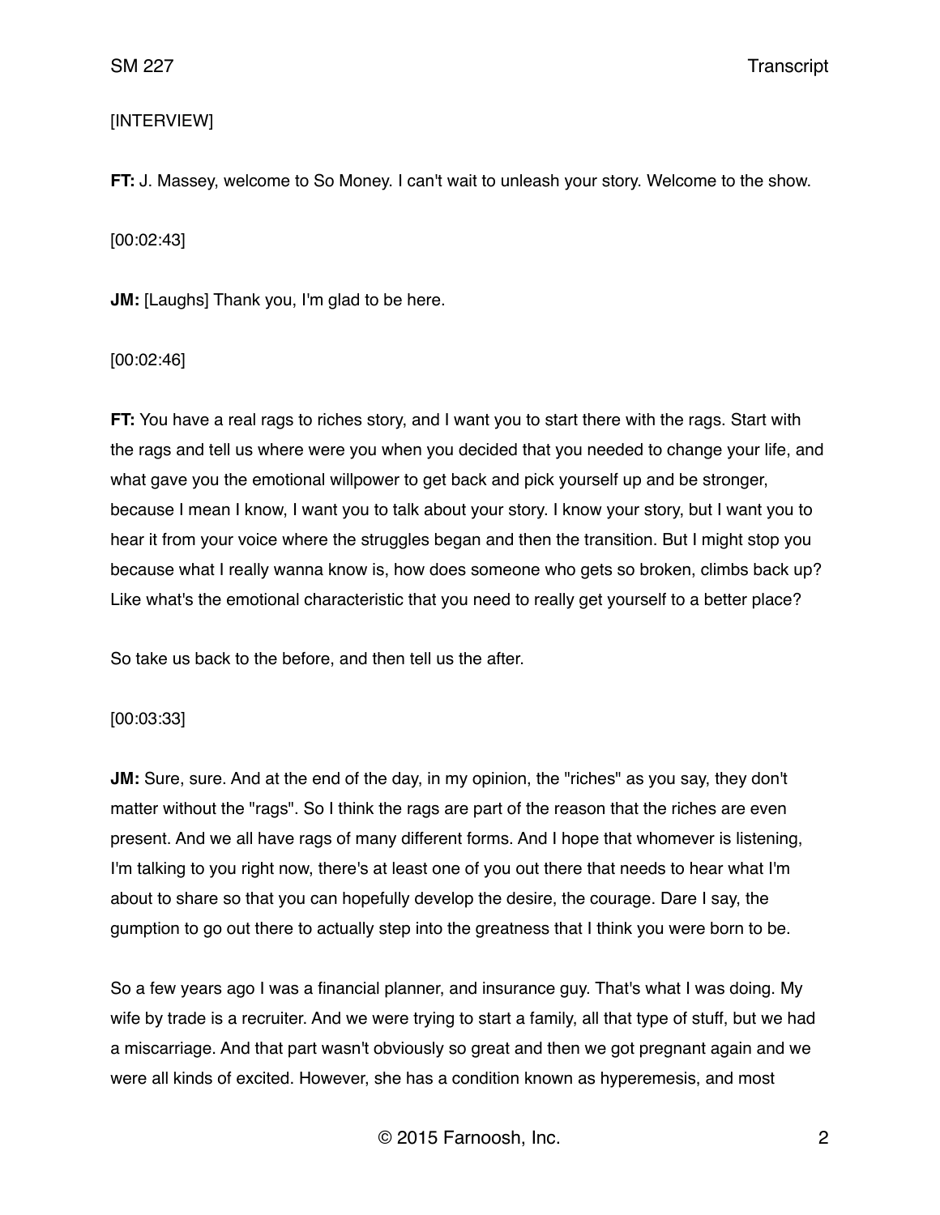[INTERVIEW]

**FT:** J. Massey, welcome to So Money. I can't wait to unleash your story. Welcome to the show.

[00:02:43]

**JM:** [Laughs] Thank you, I'm glad to be here.

[00:02:46]

**FT:** You have a real rags to riches story, and I want you to start there with the rags. Start with the rags and tell us where were you when you decided that you needed to change your life, and what gave you the emotional willpower to get back and pick yourself up and be stronger, because I mean I know, I want you to talk about your story. I know your story, but I want you to hear it from your voice where the struggles began and then the transition. But I might stop you because what I really wanna know is, how does someone who gets so broken, climbs back up? Like what's the emotional characteristic that you need to really get yourself to a better place?

So take us back to the before, and then tell us the after.

[00:03:33]

**JM:** Sure, sure. And at the end of the day, in my opinion, the "riches" as you say, they don't matter without the "rags". So I think the rags are part of the reason that the riches are even present. And we all have rags of many different forms. And I hope that whomever is listening, I'm talking to you right now, there's at least one of you out there that needs to hear what I'm about to share so that you can hopefully develop the desire, the courage. Dare I say, the gumption to go out there to actually step into the greatness that I think you were born to be.

So a few years ago I was a financial planner, and insurance guy. That's what I was doing. My wife by trade is a recruiter. And we were trying to start a family, all that type of stuff, but we had a miscarriage. And that part wasn't obviously so great and then we got pregnant again and we were all kinds of excited. However, she has a condition known as hyperemesis, and most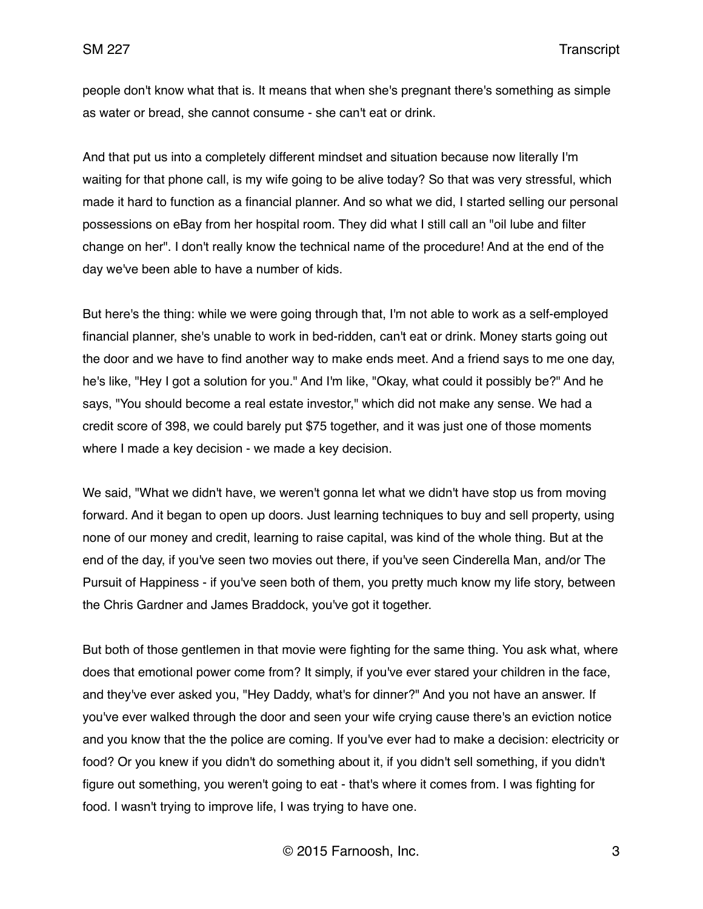people don't know what that is. It means that when she's pregnant there's something as simple as water or bread, she cannot consume - she can't eat or drink.

And that put us into a completely different mindset and situation because now literally I'm waiting for that phone call, is my wife going to be alive today? So that was very stressful, which made it hard to function as a financial planner. And so what we did, I started selling our personal possessions on eBay from her hospital room. They did what I still call an "oil lube and filter change on her". I don't really know the technical name of the procedure! And at the end of the day we've been able to have a number of kids.

But here's the thing: while we were going through that, I'm not able to work as a self-employed financial planner, she's unable to work in bed-ridden, can't eat or drink. Money starts going out the door and we have to find another way to make ends meet. And a friend says to me one day, he's like, "Hey I got a solution for you." And I'm like, "Okay, what could it possibly be?" And he says, "You should become a real estate investor," which did not make any sense. We had a credit score of 398, we could barely put $75 together, and it was just one of those moments where I made a key decision - we made a key decision.

We said, "What we didn't have, we weren't gonna let what we didn't have stop us from moving forward. And it began to open up doors. Just learning techniques to buy and sell property, using none of our money and credit, learning to raise capital, was kind of the whole thing. But at the end of the day, if you've seen two movies out there, if you've seen Cinderella Man, and/or The Pursuit of Happiness - if you've seen both of them, you pretty much know my life story, between the Chris Gardner and James Braddock, you've got it together.

But both of those gentlemen in that movie were fighting for the same thing. You ask what, where does that emotional power come from? It simply, if you've ever stared your children in the face, and they've ever asked you, "Hey Daddy, what's for dinner?" And you not have an answer. If you've ever walked through the door and seen your wife crying cause there's an eviction notice and you know that the the police are coming. If you've ever had to make a decision: electricity or food? Or you knew if you didn't do something about it, if you didn't sell something, if you didn't figure out something, you weren't going to eat - that's where it comes from. I was fighting for food. I wasn't trying to improve life, I was trying to have one.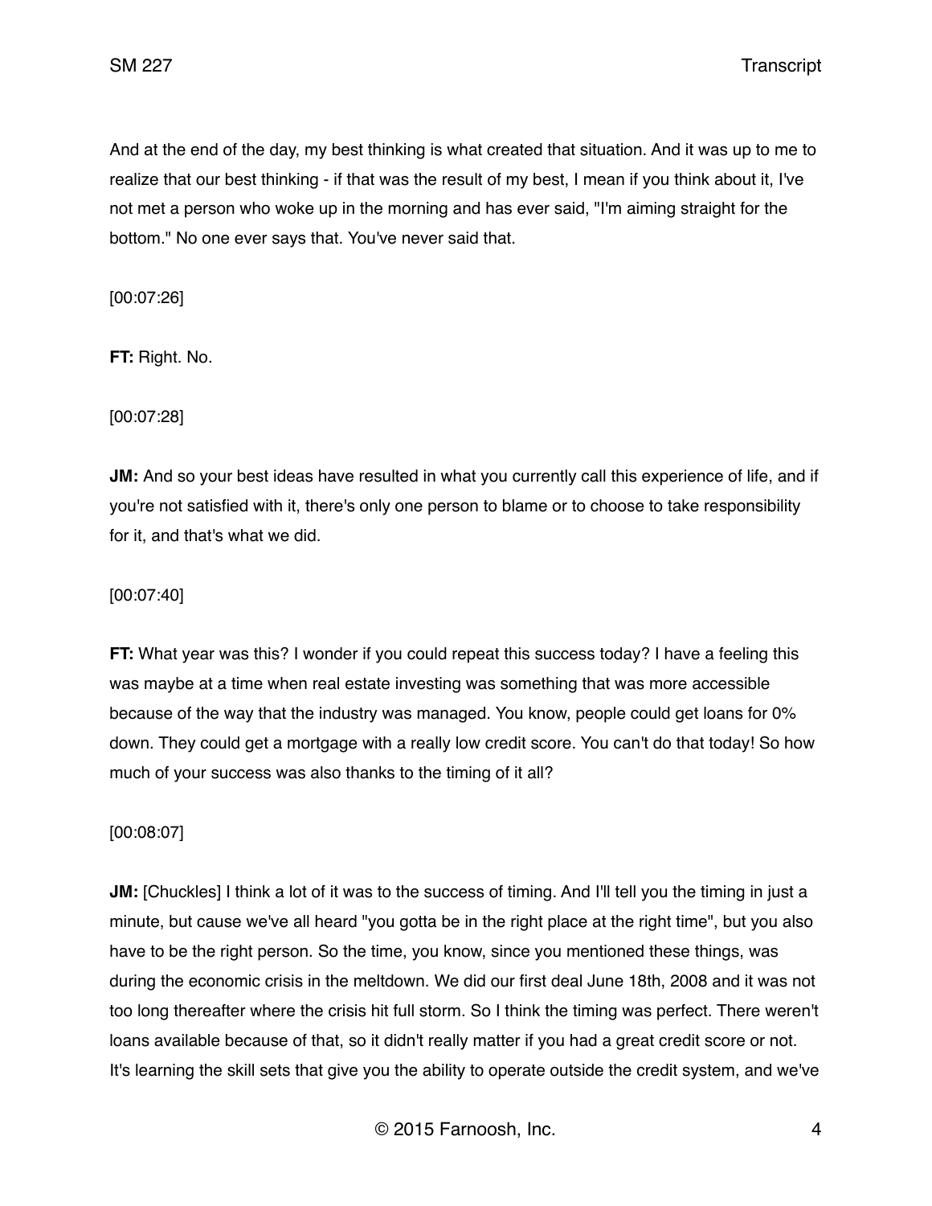And at the end of the day, my best thinking is what created that situation. And it was up to me to realize that our best thinking - if that was the result of my best, I mean if you think about it, I've not met a person who woke up in the morning and has ever said, "I'm aiming straight for the bottom." No one ever says that. You've never said that.

[00:07:26]

**FT:** Right. No.

[00:07:28]

**JM:** And so your best ideas have resulted in what you currently call this experience of life, and if you're not satisfied with it, there's only one person to blame or to choose to take responsibility for it, and that's what we did.

[00:07:40]

**FT:** What year was this? I wonder if you could repeat this success today? I have a feeling this was maybe at a time when real estate investing was something that was more accessible because of the way that the industry was managed. You know, people could get loans for 0% down. They could get a mortgage with a really low credit score. You can't do that today! So how much of your success was also thanks to the timing of it all?

[00:08:07]

**JM:** [Chuckles] I think a lot of it was to the success of timing. And I'll tell you the timing in just a minute, but cause we've all heard "you gotta be in the right place at the right time", but you also have to be the right person. So the time, you know, since you mentioned these things, was during the economic crisis in the meltdown. We did our first deal June 18th, 2008 and it was not too long thereafter where the crisis hit full storm. So I think the timing was perfect. There weren't loans available because of that, so it didn't really matter if you had a great credit score or not. It's learning the skill sets that give you the ability to operate outside the credit system, and we've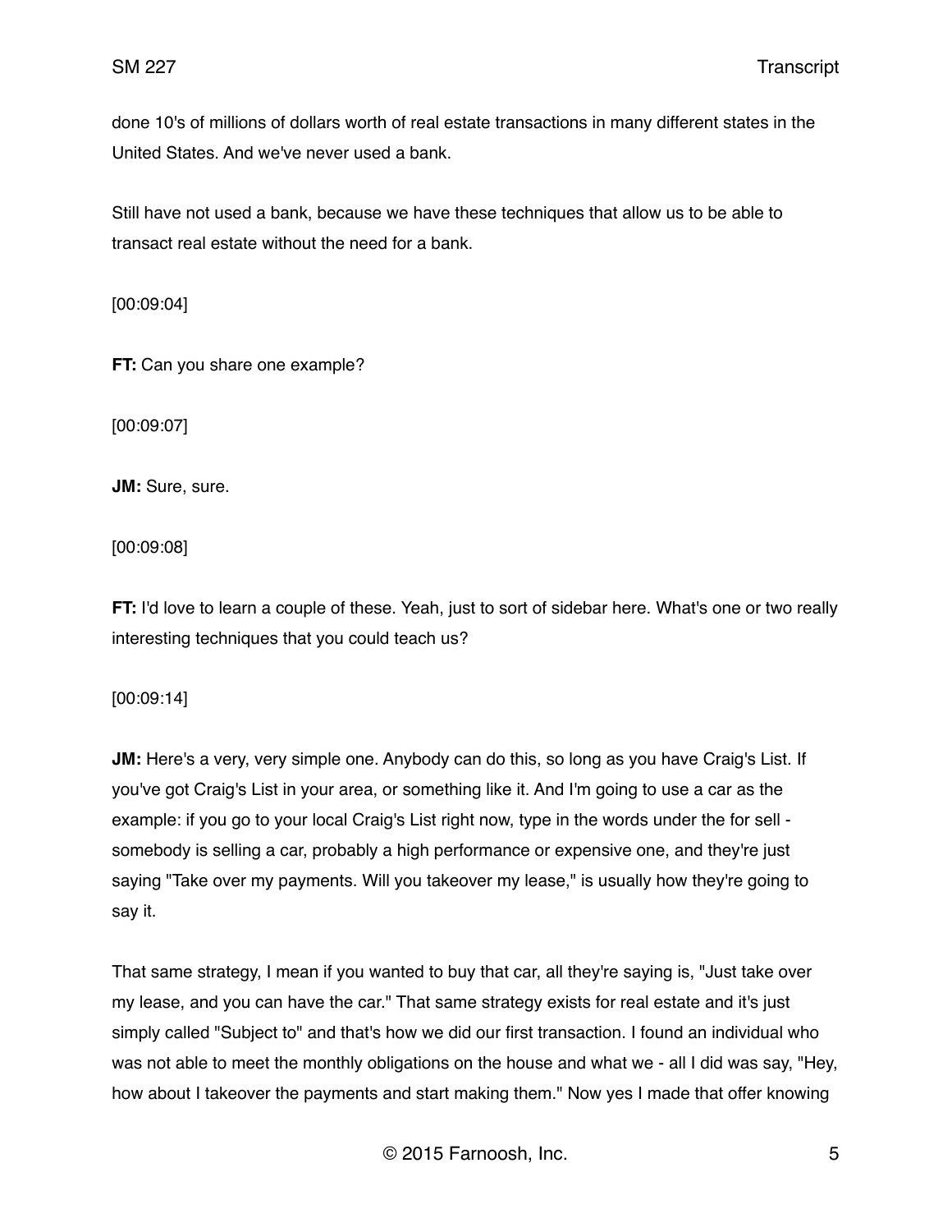done 10's of millions of dollars worth of real estate transactions in many different states in the United States. And we've never used a bank.

Still have not used a bank, because we have these techniques that allow us to be able to transact real estate without the need for a bank.

[00:09:04]

**FT:** Can you share one example?

[00:09:07]

**JM:** Sure, sure.

[00:09:08]

**FT:** I'd love to learn a couple of these. Yeah, just to sort of sidebar here. What's one or two really interesting techniques that you could teach us?

[00:09:14]

**JM:** Here's a very, very simple one. Anybody can do this, so long as you have Craig's List. If you've got Craig's List in your area, or something like it. And I'm going to use a car as the example: if you go to your local Craig's List right now, type in the words under the for sell - somebody is selling a car, probably a high performance or expensive one, and they're just saying "Take over my payments. Will you takeover my lease," is usually how they're going to say it.

That same strategy, I mean if you wanted to buy that car, all they're saying is, "Just take over my lease, and you can have the car." That same strategy exists for real estate and it's just simply called "Subject to" and that's how we did our first transaction. I found an individual who was not able to meet the monthly obligations on the house and what we - all I did was say, "Hey, how about I takeover the payments and start making them." Now yes I made that offer knowing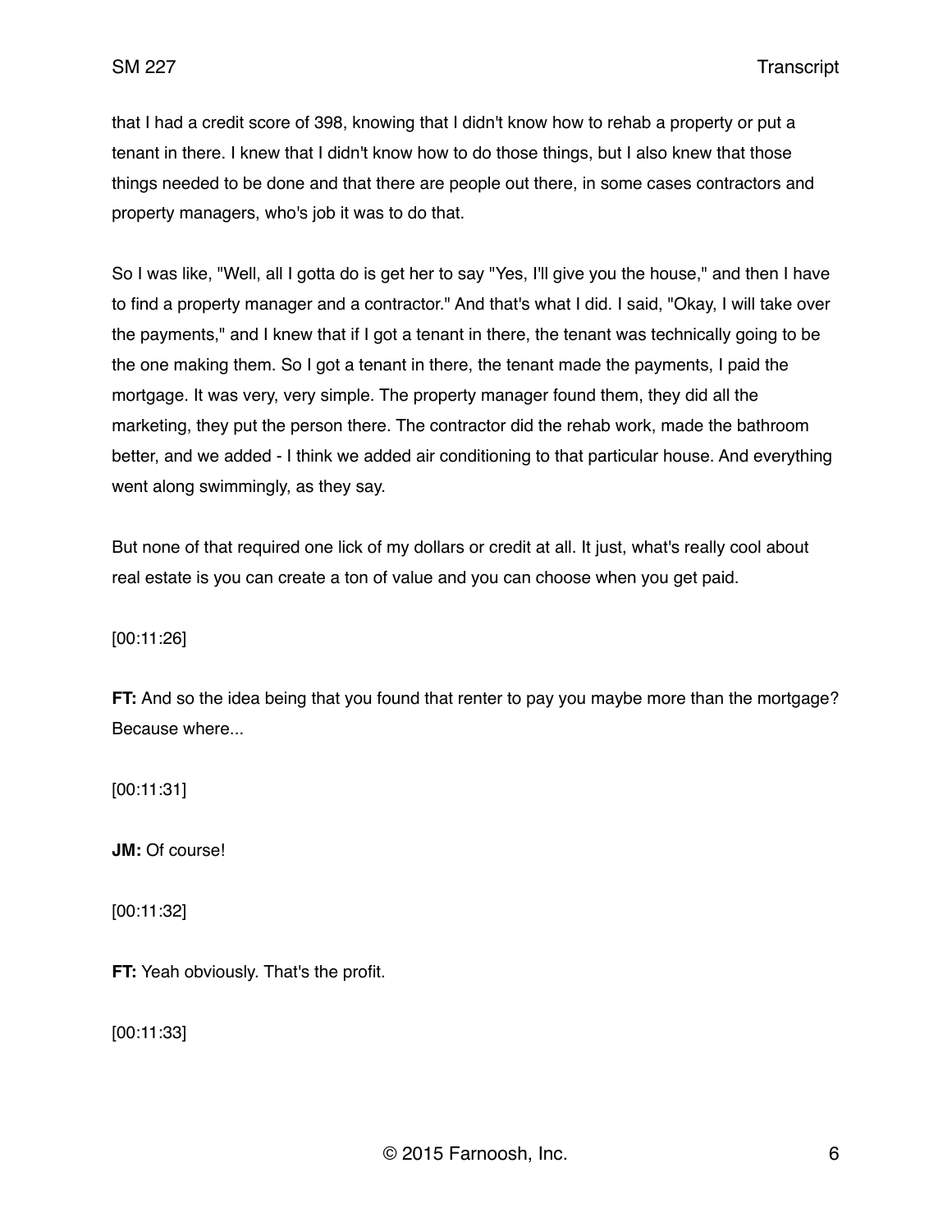that I had a credit score of 398, knowing that I didn't know how to rehab a property or put a tenant in there. I knew that I didn't know how to do those things, but I also knew that those things needed to be done and that there are people out there, in some cases contractors and property managers, who's job it was to do that.

So I was like, "Well, all I gotta do is get her to say "Yes, I'll give you the house," and then I have to find a property manager and a contractor." And that's what I did. I said, "Okay, I will take over the payments," and I knew that if I got a tenant in there, the tenant was technically going to be the one making them. So I got a tenant in there, the tenant made the payments, I paid the mortgage. It was very, very simple. The property manager found them, they did all the marketing, they put the person there. The contractor did the rehab work, made the bathroom better, and we added - I think we added air conditioning to that particular house. And everything went along swimmingly, as they say.

But none of that required one lick of my dollars or credit at all. It just, what's really cool about real estate is you can create a ton of value and you can choose when you get paid.

[00:11:26]

**FT:** And so the idea being that you found that renter to pay you maybe more than the mortgage? Because where...

[00:11:31]

**JM:** Of course!

[00:11:32]

**FT:** Yeah obviously. That's the profit.

[00:11:33]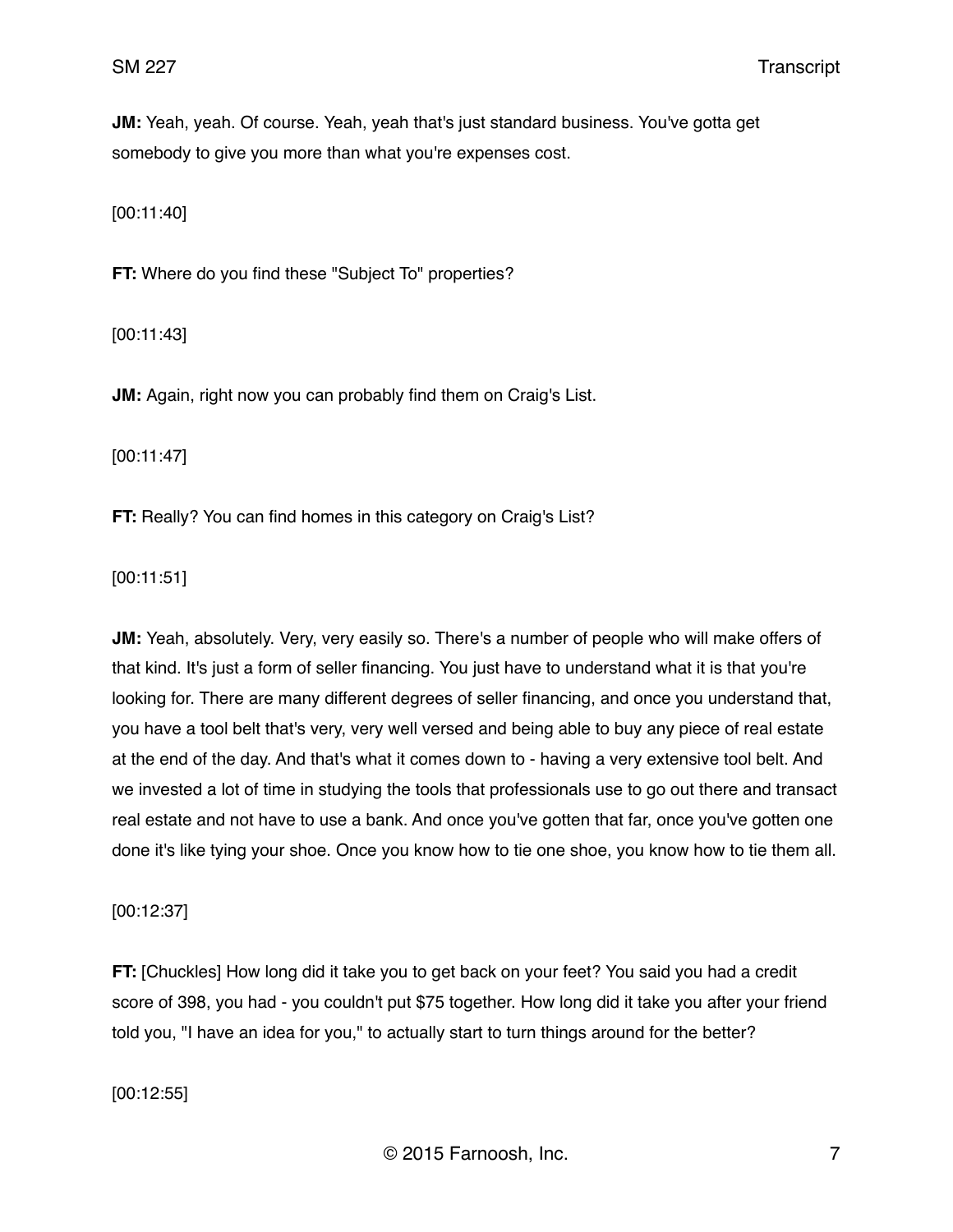**JM:** Yeah, yeah. Of course. Yeah, yeah that's just standard business. You've gotta get somebody to give you more than what you're expenses cost.

[00:11:40]

**FT:** Where do you find these "Subject To" properties?

[00:11:43]

**JM:** Again, right now you can probably find them on Craig's List.

[00:11:47]

**FT:** Really? You can find homes in this category on Craig's List?

[00:11:51]

**JM:** Yeah, absolutely. Very, very easily so. There's a number of people who will make offers of that kind. It's just a form of seller financing. You just have to understand what it is that you're looking for. There are many different degrees of seller financing, and once you understand that, you have a tool belt that's very, very well versed and being able to buy any piece of real estate at the end of the day. And that's what it comes down to - having a very extensive tool belt. And we invested a lot of time in studying the tools that professionals use to go out there and transact real estate and not have to use a bank. And once you've gotten that far, once you've gotten one done it's like tying your shoe. Once you know how to tie one shoe, you know how to tie them all.

[00:12:37]

**FT:** [Chuckles] How long did it take you to get back on your feet? You said you had a credit score of 398, you had - you couldn't put $75 together. How long did it take you after your friend told you, "I have an idea for you," to actually start to turn things around for the better?

[00:12:55]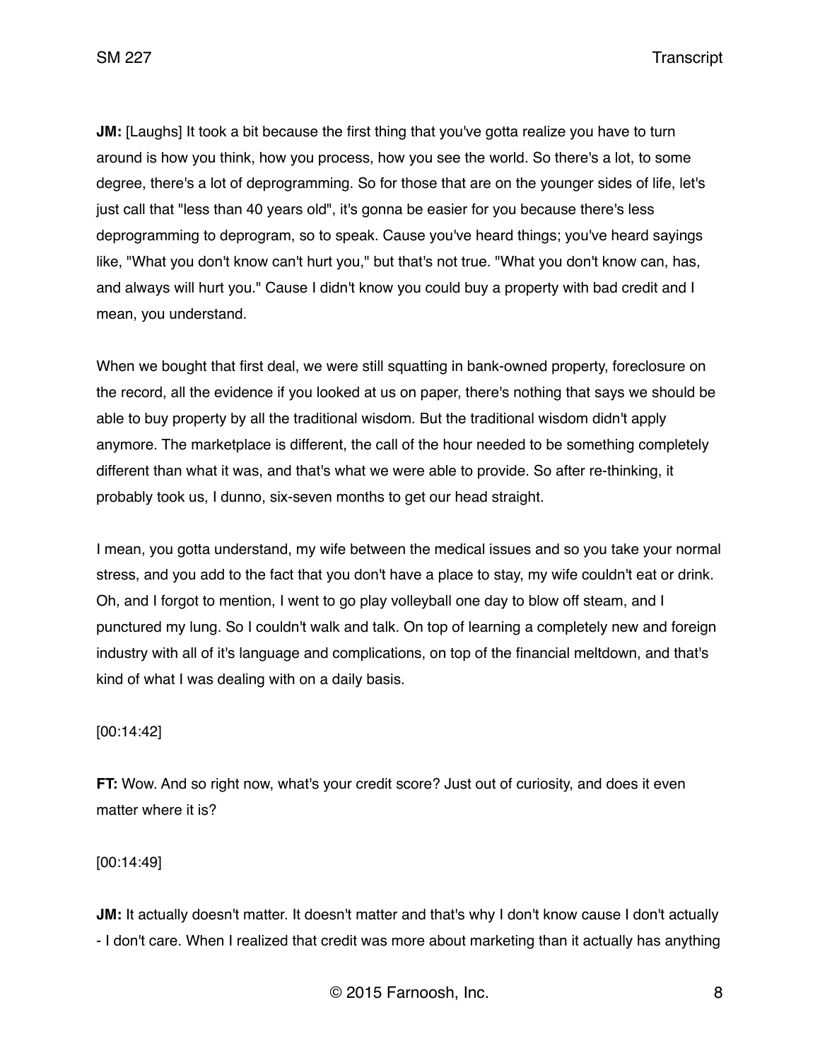**JM:** [Laughs] It took a bit because the first thing that you've gotta realize you have to turn around is how you think, how you process, how you see the world. So there's a lot, to some degree, there's a lot of deprogramming. So for those that are on the younger sides of life, let's just call that "less than 40 years old", it's gonna be easier for you because there's less deprogramming to deprogram, so to speak. Cause you've heard things; you've heard sayings like, "What you don't know can't hurt you," but that's not true. "What you don't know can, has, and always will hurt you." Cause I didn't know you could buy a property with bad credit and I mean, you understand.

When we bought that first deal, we were still squatting in bank-owned property, foreclosure on the record, all the evidence if you looked at us on paper, there's nothing that says we should be able to buy property by all the traditional wisdom. But the traditional wisdom didn't apply anymore. The marketplace is different, the call of the hour needed to be something completely different than what it was, and that's what we were able to provide. So after re-thinking, it probably took us, I dunno, six-seven months to get our head straight.

I mean, you gotta understand, my wife between the medical issues and so you take your normal stress, and you add to the fact that you don't have a place to stay, my wife couldn't eat or drink. Oh, and I forgot to mention, I went to go play volleyball one day to blow off steam, and I punctured my lung. So I couldn't walk and talk. On top of learning a completely new and foreign industry with all of it's language and complications, on top of the financial meltdown, and that's kind of what I was dealing with on a daily basis.

[00:14:42]

**FT:** Wow. And so right now, what's your credit score? Just out of curiosity, and does it even matter where it is?

[00:14:49]

**JM:** It actually doesn't matter. It doesn't matter and that's why I don't know cause I don't actually - I don't care. When I realized that credit was more about marketing than it actually has anything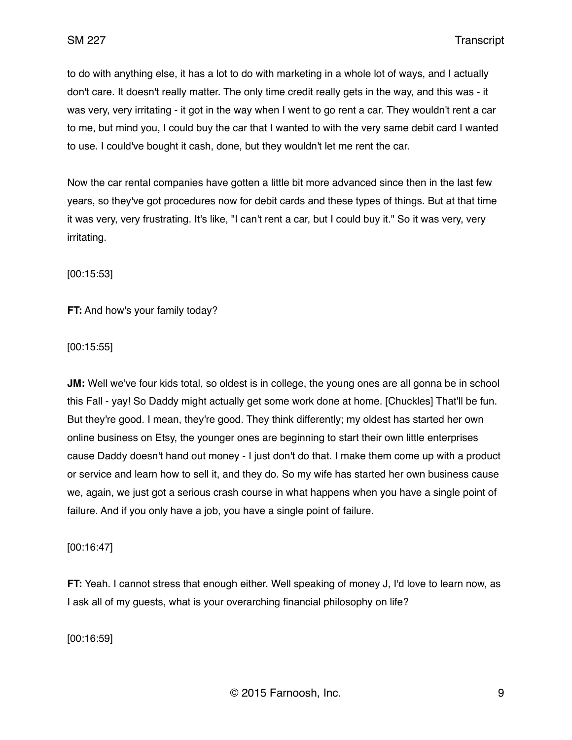to do with anything else, it has a lot to do with marketing in a whole lot of ways, and I actually don't care. It doesn't really matter. The only time credit really gets in the way, and this was - it was very, very irritating - it got in the way when I went to go rent a car. They wouldn't rent a car to me, but mind you, I could buy the car that I wanted to with the very same debit card I wanted to use. I could've bought it cash, done, but they wouldn't let me rent the car.

Now the car rental companies have gotten a little bit more advanced since then in the last few years, so they've got procedures now for debit cards and these types of things. But at that time it was very, very frustrating. It's like, "I can't rent a car, but I could buy it." So it was very, very irritating.

[00:15:53]

**FT:** And how's your family today?

[00:15:55]

**JM:** Well we've four kids total, so oldest is in college, the young ones are all gonna be in school this Fall - yay! So Daddy might actually get some work done at home. [Chuckles] That'll be fun. But they're good. I mean, they're good. They think differently; my oldest has started her own online business on Etsy, the younger ones are beginning to start their own little enterprises cause Daddy doesn't hand out money - I just don't do that. I make them come up with a product or service and learn how to sell it, and they do. So my wife has started her own business cause we, again, we just got a serious crash course in what happens when you have a single point of failure. And if you only have a job, you have a single point of failure.

[00:16:47]

**FT:** Yeah. I cannot stress that enough either. Well speaking of money J, I'd love to learn now, as I ask all of my guests, what is your overarching financial philosophy on life?

[00:16:59]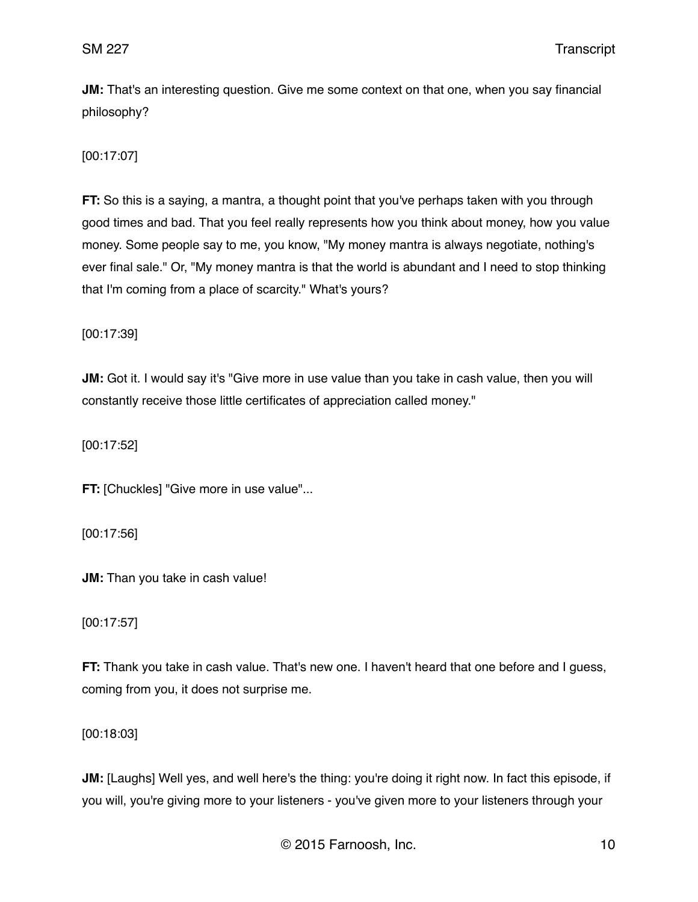**JM:** That's an interesting question. Give me some context on that one, when you say financial philosophy?

[00:17:07]

**FT:** So this is a saying, a mantra, a thought point that you've perhaps taken with you through good times and bad. That you feel really represents how you think about money, how you value money. Some people say to me, you know, "My money mantra is always negotiate, nothing's ever final sale." Or, "My money mantra is that the world is abundant and I need to stop thinking that I'm coming from a place of scarcity." What's yours?

[00:17:39]

**JM:** Got it. I would say it's "Give more in use value than you take in cash value, then you will constantly receive those little certificates of appreciation called money."

[00:17:52]

**FT:** [Chuckles] "Give more in use value"...

[00:17:56]

**JM:** Than you take in cash value!

[00:17:57]

**FT:** Thank you take in cash value. That's new one. I haven't heard that one before and I guess, coming from you, it does not surprise me.

[00:18:03]

**JM:** [Laughs] Well yes, and well here's the thing: you're doing it right now. In fact this episode, if you will, you're giving more to your listeners - you've given more to your listeners through your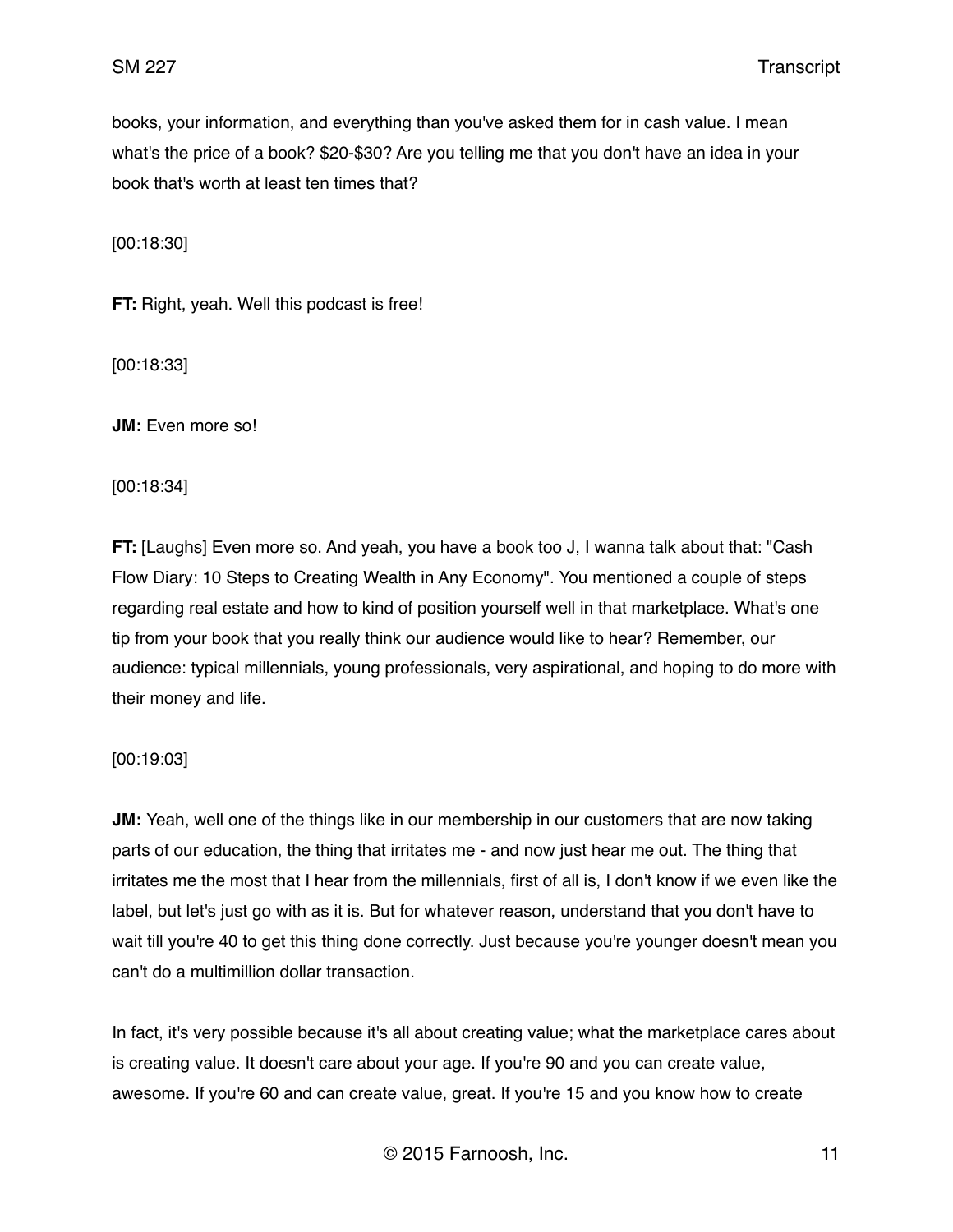books, your information, and everything than you've asked them for in cash value. I mean what's the price of a book? $20-$30? Are you telling me that you don't have an idea in your book that's worth at least ten times that?

[00:18:30]

**FT:** Right, yeah. Well this podcast is free!

[00:18:33]

**JM:** Even more so!

[00:18:34]

**FT:** [Laughs] Even more so. And yeah, you have a book too J, I wanna talk about that: "Cash Flow Diary: 10 Steps to Creating Wealth in Any Economy". You mentioned a couple of steps regarding real estate and how to kind of position yourself well in that marketplace. What's one tip from your book that you really think our audience would like to hear? Remember, our audience: typical millennials, young professionals, very aspirational, and hoping to do more with their money and life.

[00:19:03]

**JM:** Yeah, well one of the things like in our membership in our customers that are now taking parts of our education, the thing that irritates me - and now just hear me out. The thing that irritates me the most that I hear from the millennials, first of all is, I don't know if we even like the label, but let's just go with as it is. But for whatever reason, understand that you don't have to wait till you're 40 to get this thing done correctly. Just because you're younger doesn't mean you can't do a multimillion dollar transaction.

In fact, it's very possible because it's all about creating value; what the marketplace cares about is creating value. It doesn't care about your age. If you're 90 and you can create value, awesome. If you're 60 and can create value, great. If you're 15 and you know how to create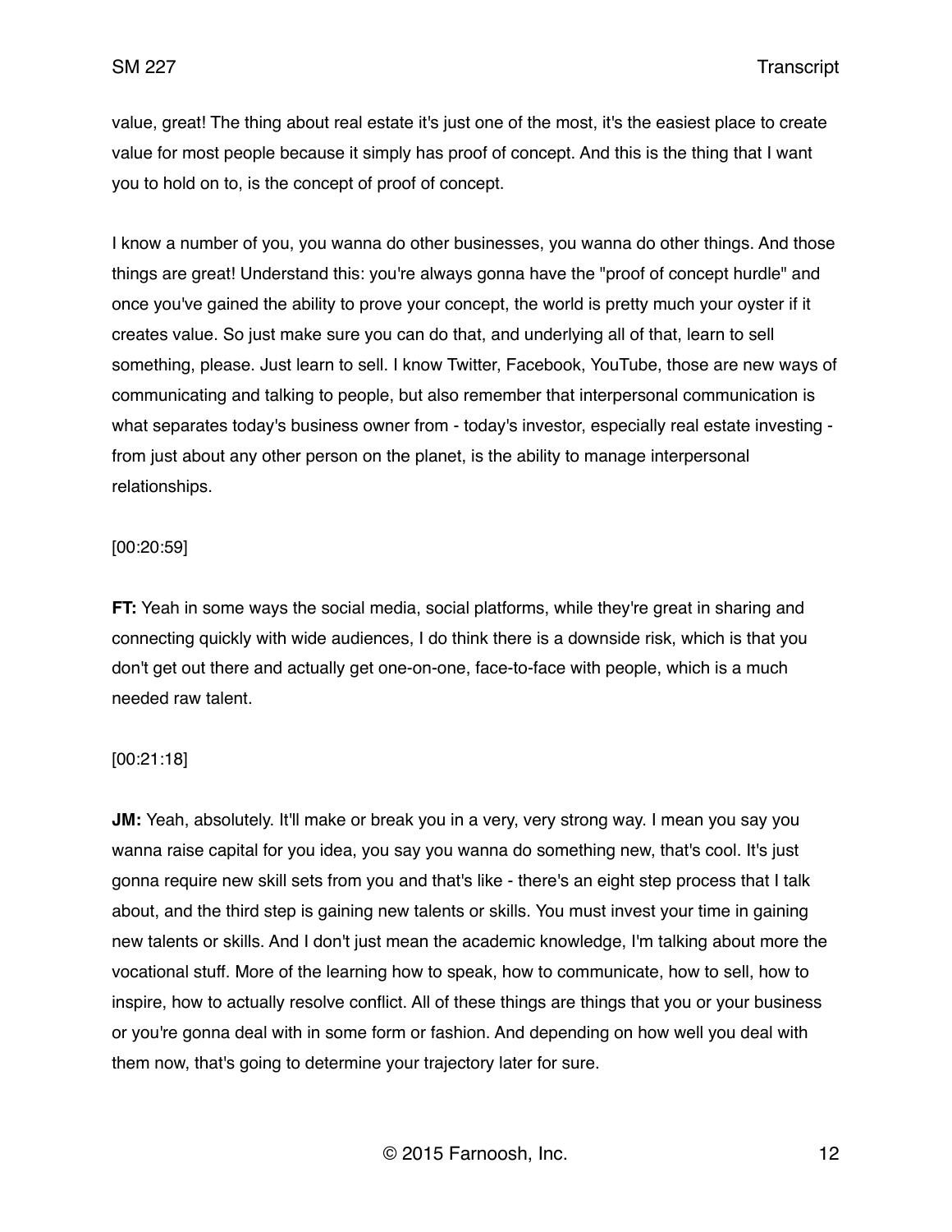value, great! The thing about real estate it's just one of the most, it's the easiest place to create value for most people because it simply has proof of concept. And this is the thing that I want you to hold on to, is the concept of proof of concept.

I know a number of you, you wanna do other businesses, you wanna do other things. And those things are great! Understand this: you're always gonna have the "proof of concept hurdle" and once you've gained the ability to prove your concept, the world is pretty much your oyster if it creates value. So just make sure you can do that, and underlying all of that, learn to sell something, please. Just learn to sell. I know Twitter, Facebook, YouTube, those are new ways of communicating and talking to people, but also remember that interpersonal communication is what separates today's business owner from - today's investor, especially real estate investing - from just about any other person on the planet, is the ability to manage interpersonal relationships.

[00:20:59]

**FT:** Yeah in some ways the social media, social platforms, while they're great in sharing and connecting quickly with wide audiences, I do think there is a downside risk, which is that you don't get out there and actually get one-on-one, face-to-face with people, which is a much needed raw talent.

[00:21:18]

**JM:** Yeah, absolutely. It'll make or break you in a very, very strong way. I mean you say you wanna raise capital for you idea, you say you wanna do something new, that's cool. It's just gonna require new skill sets from you and that's like - there's an eight step process that I talk about, and the third step is gaining new talents or skills. You must invest your time in gaining new talents or skills. And I don't just mean the academic knowledge, I'm talking about more the vocational stuff. More of the learning how to speak, how to communicate, how to sell, how to inspire, how to actually resolve conflict. All of these things are things that you or your business or you're gonna deal with in some form or fashion. And depending on how well you deal with them now, that's going to determine your trajectory later for sure.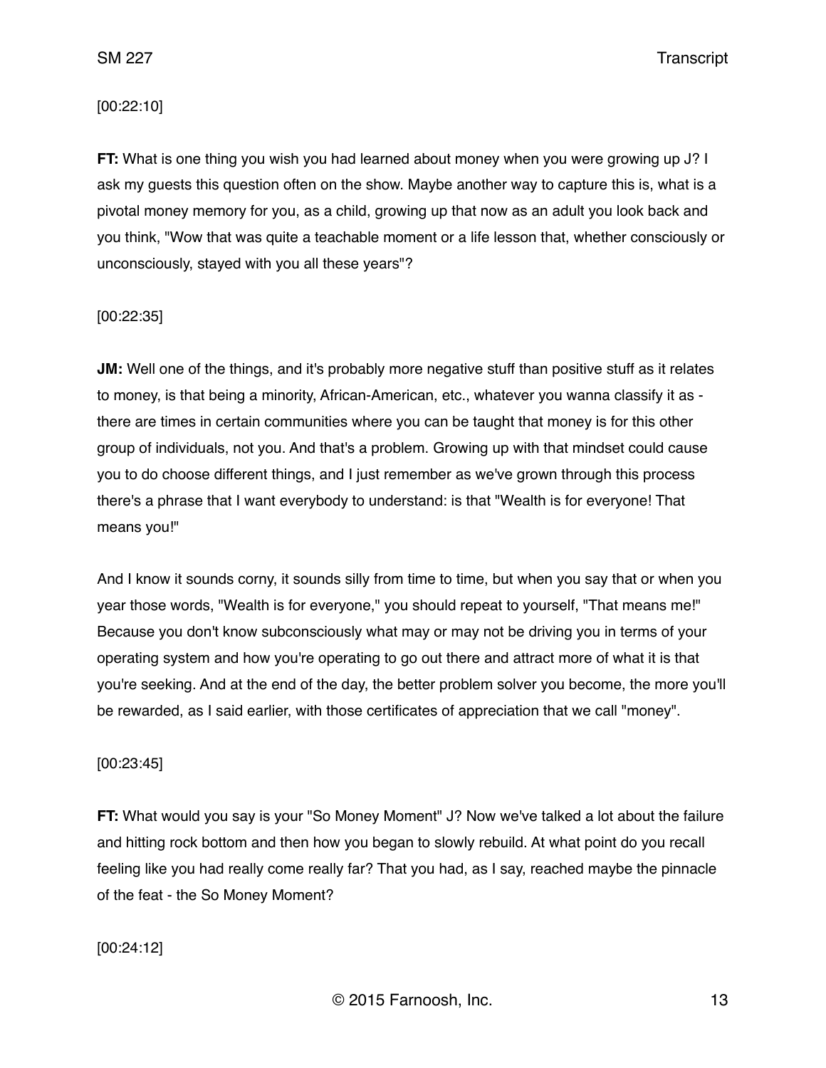[00:22:10]

**FT:** What is one thing you wish you had learned about money when you were growing up J? I ask my guests this question often on the show. Maybe another way to capture this is, what is a pivotal money memory for you, as a child, growing up that now as an adult you look back and you think, "Wow that was quite a teachable moment or a life lesson that, whether consciously or unconsciously, stayed with you all these years"?

[00:22:35]

**JM:** Well one of the things, and it's probably more negative stuff than positive stuff as it relates to money, is that being a minority, African-American, etc., whatever you wanna classify it as - there are times in certain communities where you can be taught that money is for this other group of individuals, not you. And that's a problem. Growing up with that mindset could cause you to do choose different things, and I just remember as we've grown through this process there's a phrase that I want everybody to understand: is that "Wealth is for everyone! That means you!"

And I know it sounds corny, it sounds silly from time to time, but when you say that or when you year those words, "Wealth is for everyone," you should repeat to yourself, "That means me!" Because you don't know subconsciously what may or may not be driving you in terms of your operating system and how you're operating to go out there and attract more of what it is that you're seeking. And at the end of the day, the better problem solver you become, the more you'll be rewarded, as I said earlier, with those certificates of appreciation that we call "money".

[00:23:45]

**FT:** What would you say is your "So Money Moment" J? Now we've talked a lot about the failure and hitting rock bottom and then how you began to slowly rebuild. At what point do you recall feeling like you had really come really far? That you had, as I say, reached maybe the pinnacle of the feat - the So Money Moment?

[00:24:12]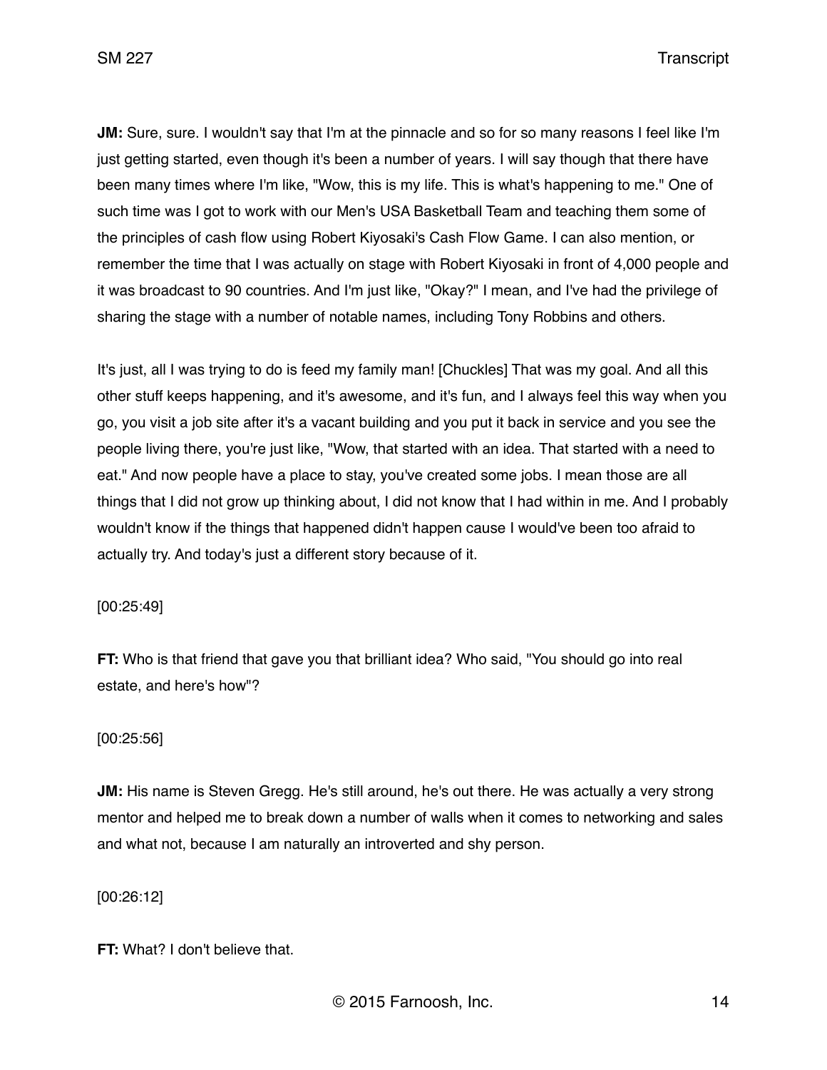**JM:** Sure, sure. I wouldn't say that I'm at the pinnacle and so for so many reasons I feel like I'm just getting started, even though it's been a number of years. I will say though that there have been many times where I'm like, "Wow, this is my life. This is what's happening to me." One of such time was I got to work with our Men's USA Basketball Team and teaching them some of the principles of cash flow using Robert Kiyosaki's Cash Flow Game. I can also mention, or remember the time that I was actually on stage with Robert Kiyosaki in front of 4,000 people and it was broadcast to 90 countries. And I'm just like, "Okay?" I mean, and I've had the privilege of sharing the stage with a number of notable names, including Tony Robbins and others.

It's just, all I was trying to do is feed my family man! [Chuckles] That was my goal. And all this other stuff keeps happening, and it's awesome, and it's fun, and I always feel this way when you go, you visit a job site after it's a vacant building and you put it back in service and you see the people living there, you're just like, "Wow, that started with an idea. That started with a need to eat." And now people have a place to stay, you've created some jobs. I mean those are all things that I did not grow up thinking about, I did not know that I had within in me. And I probably wouldn't know if the things that happened didn't happen cause I would've been too afraid to actually try. And today's just a different story because of it.

[00:25:49]

**FT:** Who is that friend that gave you that brilliant idea? Who said, "You should go into real estate, and here's how"?

[00:25:56]

**JM:** His name is Steven Gregg. He's still around, he's out there. He was actually a very strong mentor and helped me to break down a number of walls when it comes to networking and sales and what not, because I am naturally an introverted and shy person.

[00:26:12]

**FT:** What? I don't believe that.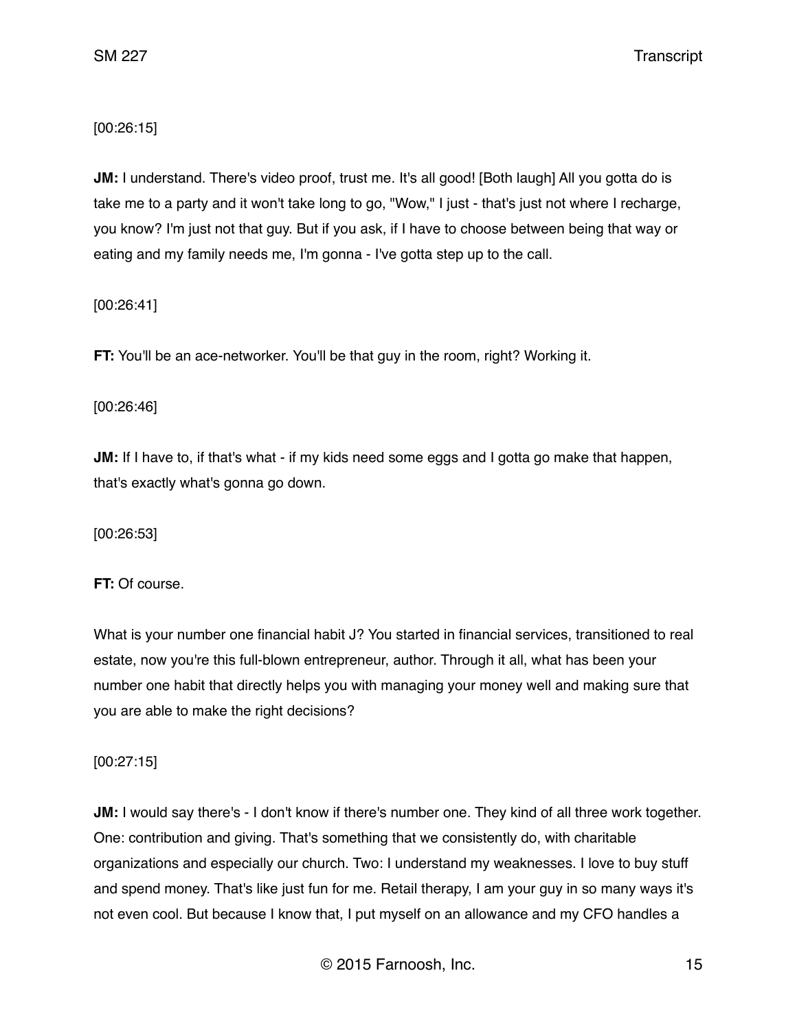[00:26:15]

**JM:** I understand. There's video proof, trust me. It's all good! [Both laugh] All you gotta do is take me to a party and it won't take long to go, "Wow," I just - that's just not where I recharge, you know? I'm just not that guy. But if you ask, if I have to choose between being that way or eating and my family needs me, I'm gonna - I've gotta step up to the call.

[00:26:41]

**FT:** You'll be an ace-networker. You'll be that guy in the room, right? Working it.

[00:26:46]

**JM:** If I have to, if that's what - if my kids need some eggs and I gotta go make that happen, that's exactly what's gonna go down.

[00:26:53]

**FT:** Of course.

What is your number one financial habit J? You started in financial services, transitioned to real estate, now you're this full-blown entrepreneur, author. Through it all, what has been your number one habit that directly helps you with managing your money well and making sure that you are able to make the right decisions?

[00:27:15]

**JM:** I would say there's - I don't know if there's number one. They kind of all three work together. One: contribution and giving. That's something that we consistently do, with charitable organizations and especially our church. Two: I understand my weaknesses. I love to buy stuff and spend money. That's like just fun for me. Retail therapy, I am your guy in so many ways it's not even cool. But because I know that, I put myself on an allowance and my CFO handles a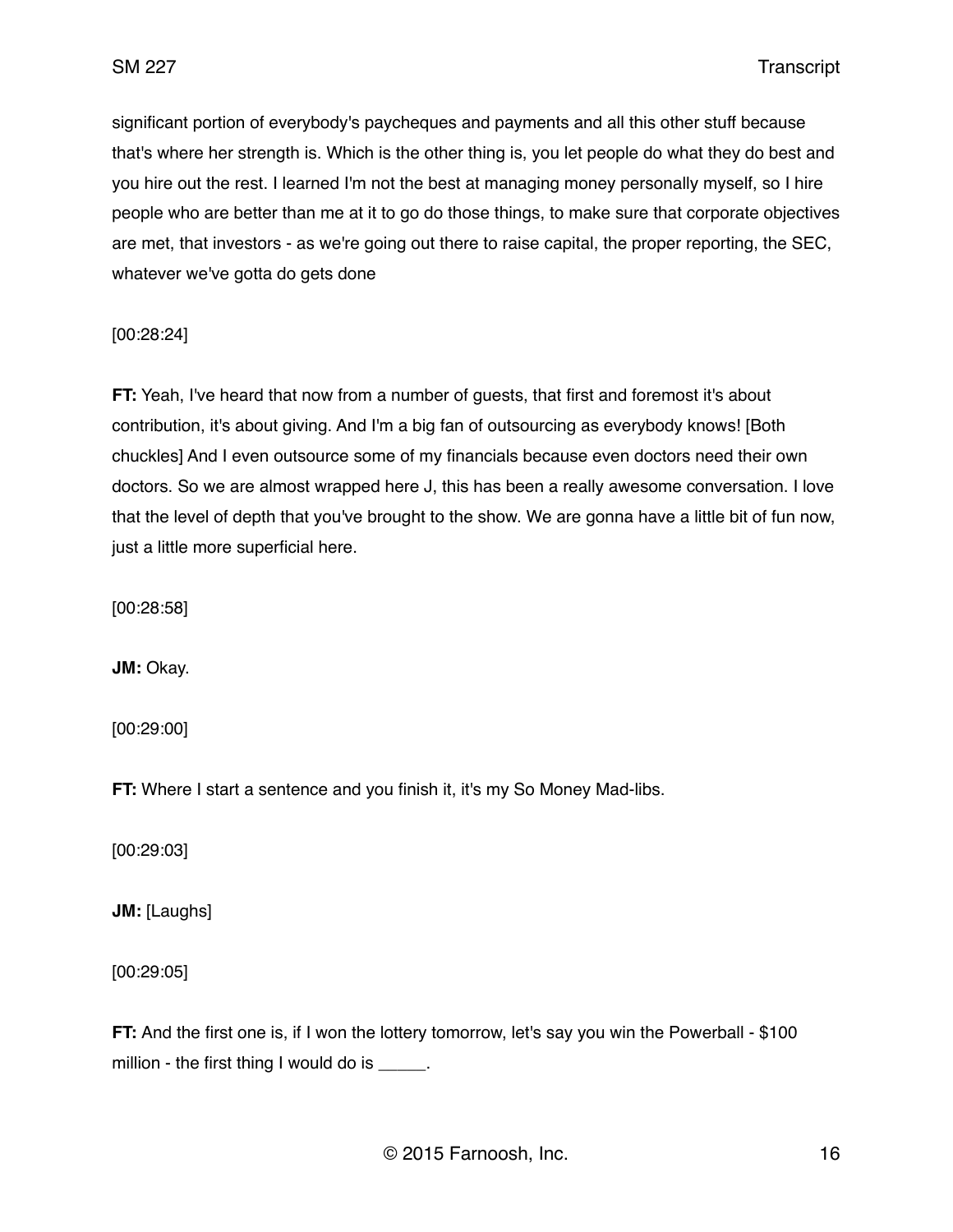significant portion of everybody's paycheques and payments and all this other stuff because that's where her strength is. Which is the other thing is, you let people do what they do best and you hire out the rest. I learned I'm not the best at managing money personally myself, so I hire people who are better than me at it to go do those things, to make sure that corporate objectives are met, that investors - as we're going out there to raise capital, the proper reporting, the SEC, whatever we've gotta do gets done

[00:28:24]

**FT:** Yeah, I've heard that now from a number of guests, that first and foremost it's about contribution, it's about giving. And I'm a big fan of outsourcing as everybody knows! [Both chuckles] And I even outsource some of my financials because even doctors need their own doctors. So we are almost wrapped here J, this has been a really awesome conversation. I love that the level of depth that you've brought to the show. We are gonna have a little bit of fun now, just a little more superficial here.

[00:28:58]

**JM:** Okay.

[00:29:00]

**FT:** Where I start a sentence and you finish it, it's my So Money Mad-libs.

[00:29:03]

**JM:** [Laughs]

[00:29:05]

**FT:** And the first one is, if I won the lottery tomorrow, let's say you win the Powerball - $100 million - the first thing I would do is _____.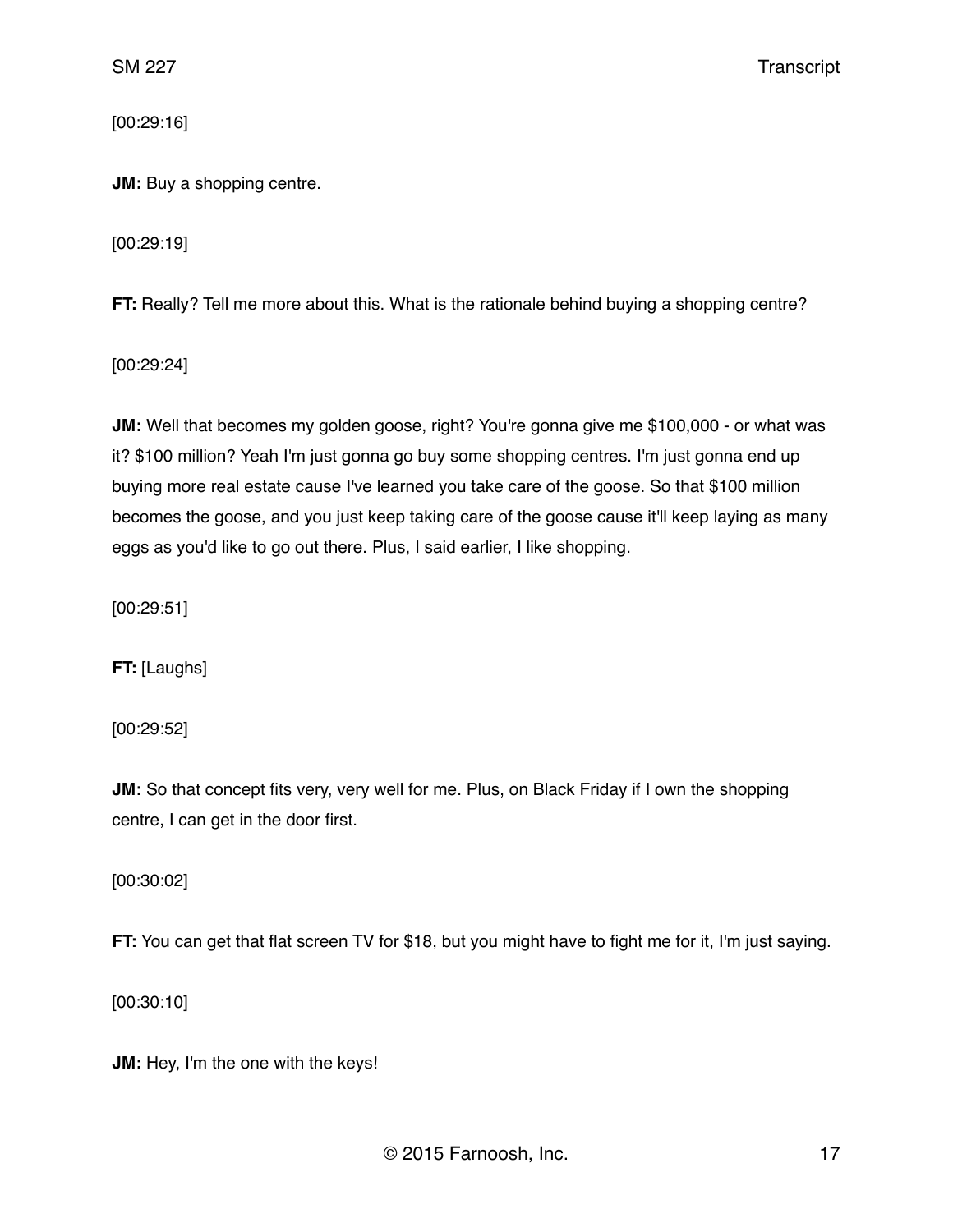[00:29:16]

**JM:** Buy a shopping centre.

[00:29:19]

**FT:** Really? Tell me more about this. What is the rationale behind buying a shopping centre?

[00:29:24]

**JM:** Well that becomes my golden goose, right? You're gonna give me $100,000 - or what was it? $100 million? Yeah I'm just gonna go buy some shopping centres. I'm just gonna end up buying more real estate cause I've learned you take care of the goose. So that $100 million becomes the goose, and you just keep taking care of the goose cause it'll keep laying as many eggs as you'd like to go out there. Plus, I said earlier, I like shopping.

[00:29:51]

**FT:** [Laughs]

[00:29:52]

**JM:** So that concept fits very, very well for me. Plus, on Black Friday if I own the shopping centre, I can get in the door first.

[00:30:02]

**FT:** You can get that flat screen TV for $18, but you might have to fight me for it, I'm just saying.

[00:30:10]

**JM:** Hey, I'm the one with the keys!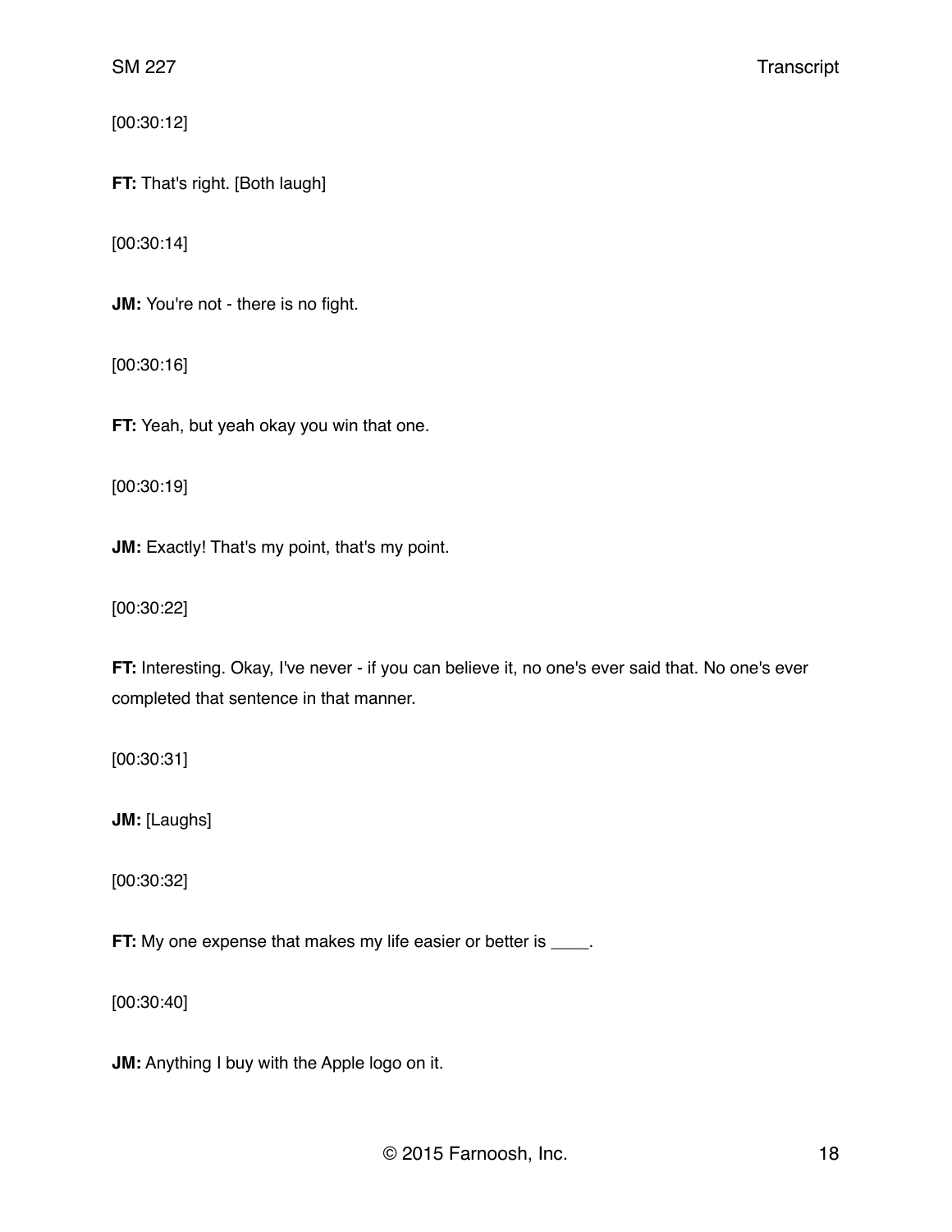[00:30:12]

**FT:** That's right. [Both laugh]

[00:30:14]

**JM:** You're not - there is no fight.

[00:30:16]

**FT:** Yeah, but yeah okay you win that one.

[00:30:19]

**JM:** Exactly! That's my point, that's my point.

[00:30:22]

**FT:** Interesting. Okay, I've never - if you can believe it, no one's ever said that. No one's ever completed that sentence in that manner.

[00:30:31]

**JM:** [Laughs]

[00:30:32]

**FT:** My one expense that makes my life easier or better is ____.

[00:30:40]

**JM:** Anything I buy with the Apple logo on it.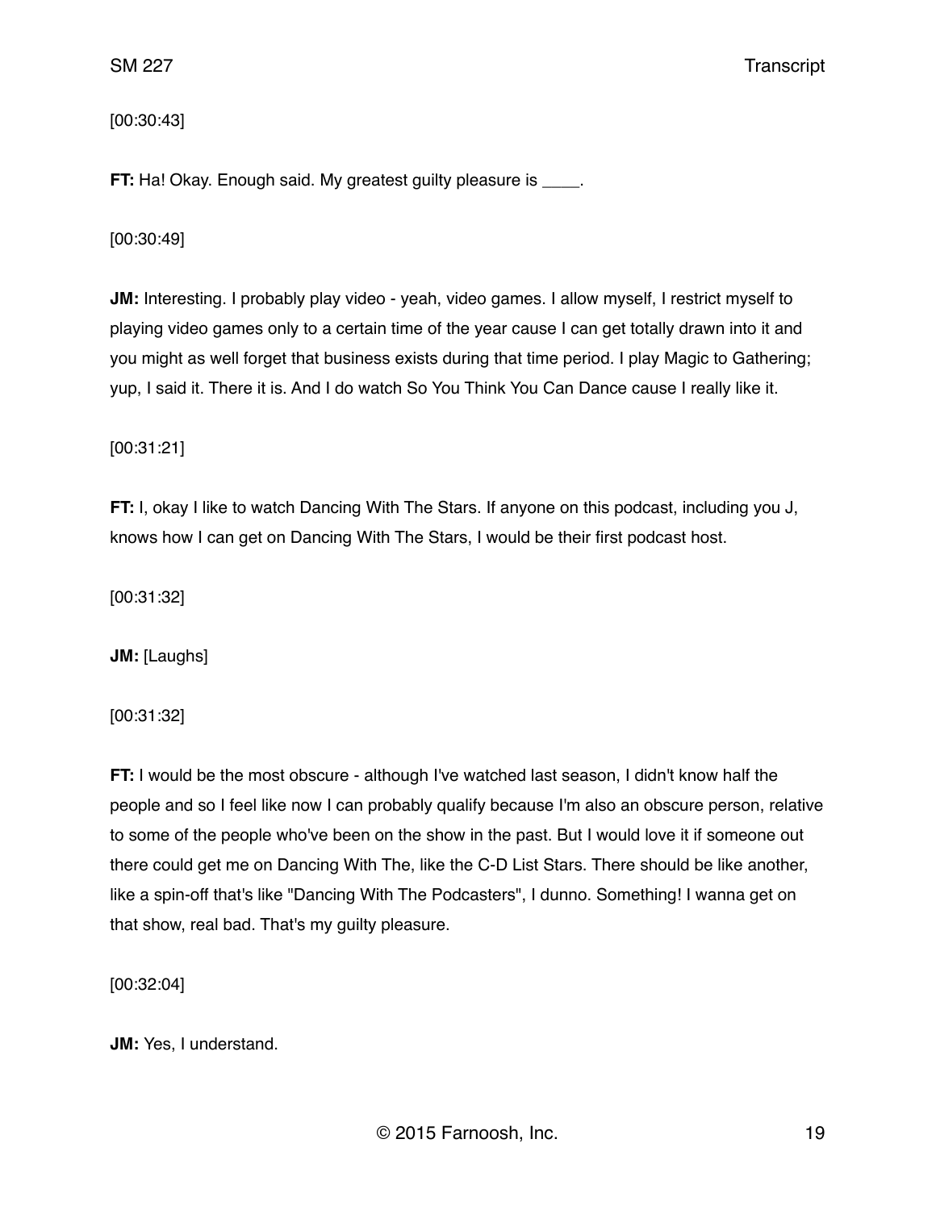[00:30:43]

**FT:** Ha! Okay. Enough said. My greatest guilty pleasure is ____.

[00:30:49]

**JM:** Interesting. I probably play video - yeah, video games. I allow myself, I restrict myself to playing video games only to a certain time of the year cause I can get totally drawn into it and you might as well forget that business exists during that time period. I play Magic to Gathering; yup, I said it. There it is. And I do watch So You Think You Can Dance cause I really like it.

[00:31:21]

**FT:** I, okay I like to watch Dancing With The Stars. If anyone on this podcast, including you J, knows how I can get on Dancing With The Stars, I would be their first podcast host.

[00:31:32]

**JM:** [Laughs]

[00:31:32]

**FT:** I would be the most obscure - although I've watched last season, I didn't know half the people and so I feel like now I can probably qualify because I'm also an obscure person, relative to some of the people who've been on the show in the past. But I would love it if someone out there could get me on Dancing With The, like the C-D List Stars. There should be like another, like a spin-off that's like "Dancing With The Podcasters", I dunno. Something! I wanna get on that show, real bad. That's my guilty pleasure.

[00:32:04]

**JM:** Yes, I understand.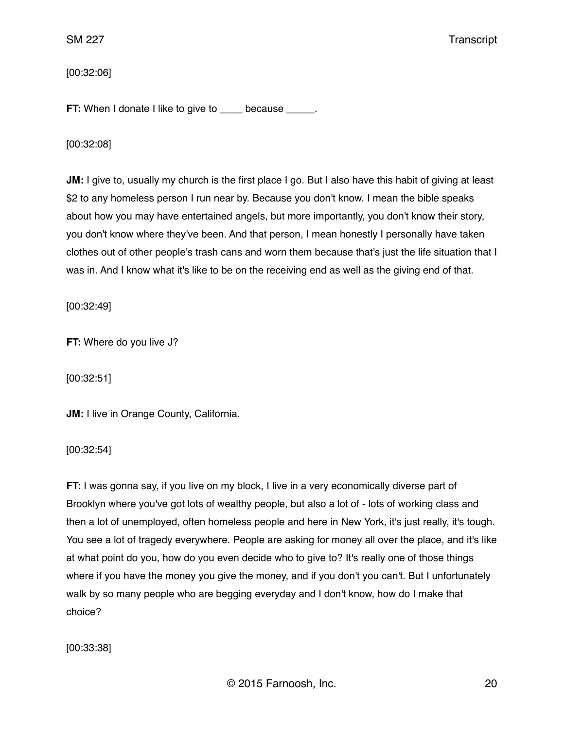[00:32:06]

**FT:** When I donate I like to give to ____ because _____.

[00:32:08]

**JM:** I give to, usually my church is the first place I go. But I also have this habit of giving at least $2 to any homeless person I run near by. Because you don't know. I mean the bible speaks about how you may have entertained angels, but more importantly, you don't know their story, you don't know where they've been. And that person, I mean honestly I personally have taken clothes out of other people's trash cans and worn them because that's just the life situation that I was in. And I know what it's like to be on the receiving end as well as the giving end of that.

[00:32:49]

**FT:** Where do you live J?

[00:32:51]

**JM:** I live in Orange County, California.

[00:32:54]

**FT:** I was gonna say, if you live on my block, I live in a very economically diverse part of Brooklyn where you've got lots of wealthy people, but also a lot of - lots of working class and then a lot of unemployed, often homeless people and here in New York, it's just really, it's tough. You see a lot of tragedy everywhere. People are asking for money all over the place, and it's like at what point do you, how do you even decide who to give to? It's really one of those things where if you have the money you give the money, and if you don't you can't. But I unfortunately walk by so many people who are begging everyday and I don't know, how do I make that choice?

[00:33:38]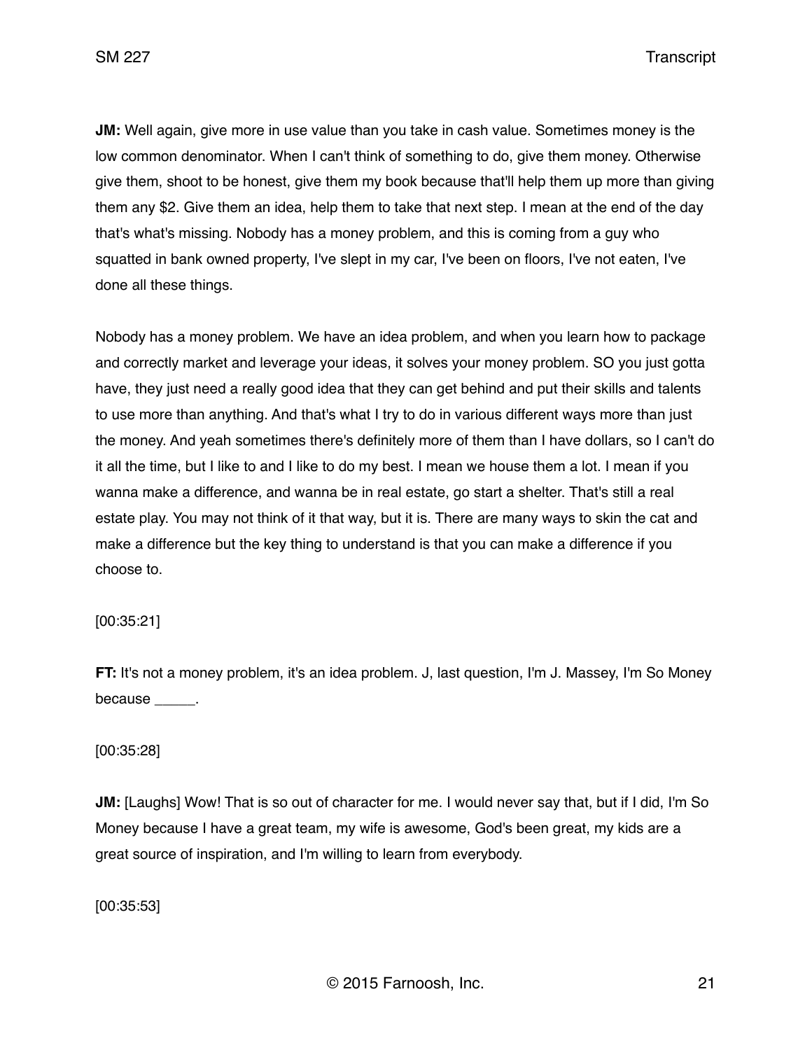**JM:** Well again, give more in use value than you take in cash value. Sometimes money is the low common denominator. When I can't think of something to do, give them money. Otherwise give them, shoot to be honest, give them my book because that'll help them up more than giving them any $2. Give them an idea, help them to take that next step. I mean at the end of the day that's what's missing. Nobody has a money problem, and this is coming from a guy who squatted in bank owned property, I've slept in my car, I've been on floors, I've not eaten, I've done all these things.

Nobody has a money problem. We have an idea problem, and when you learn how to package and correctly market and leverage your ideas, it solves your money problem. SO you just gotta have, they just need a really good idea that they can get behind and put their skills and talents to use more than anything. And that's what I try to do in various different ways more than just the money. And yeah sometimes there's definitely more of them than I have dollars, so I can't do it all the time, but I like to and I like to do my best. I mean we house them a lot. I mean if you wanna make a difference, and wanna be in real estate, go start a shelter. That's still a real estate play. You may not think of it that way, but it is. There are many ways to skin the cat and make a difference but the key thing to understand is that you can make a difference if you choose to.

[00:35:21]

**FT:** It's not a money problem, it's an idea problem. J, last question, I'm J. Massey, I'm So Money because _____.

[00:35:28]

**JM:** [Laughs] Wow! That is so out of character for me. I would never say that, but if I did, I'm So Money because I have a great team, my wife is awesome, God's been great, my kids are a great source of inspiration, and I'm willing to learn from everybody.

[00:35:53]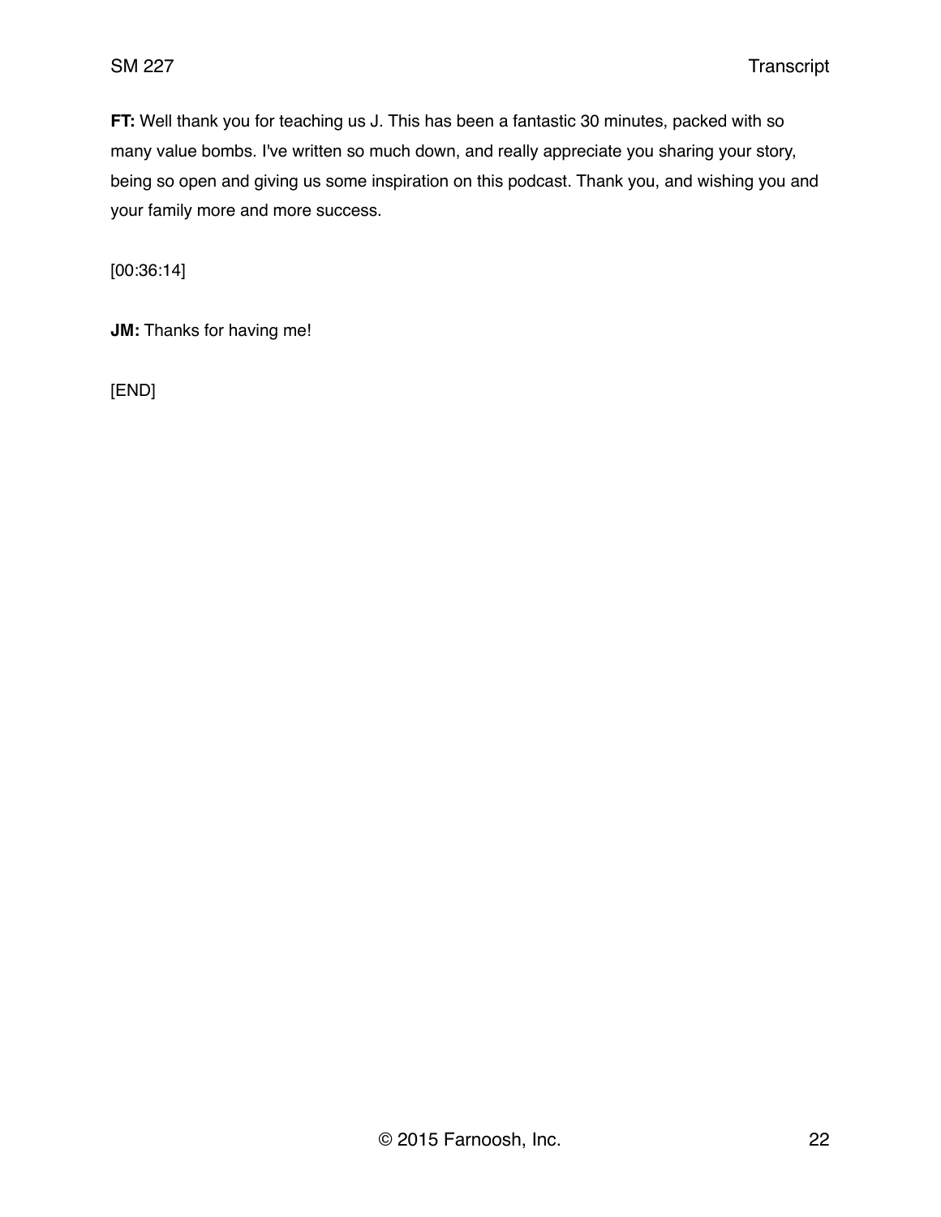**FT:** Well thank you for teaching us J. This has been a fantastic 30 minutes, packed with so many value bombs. I've written so much down, and really appreciate you sharing your story, being so open and giving us some inspiration on this podcast. Thank you, and wishing you and your family more and more success.

[00:36:14]

**JM:** Thanks for having me!

[END]